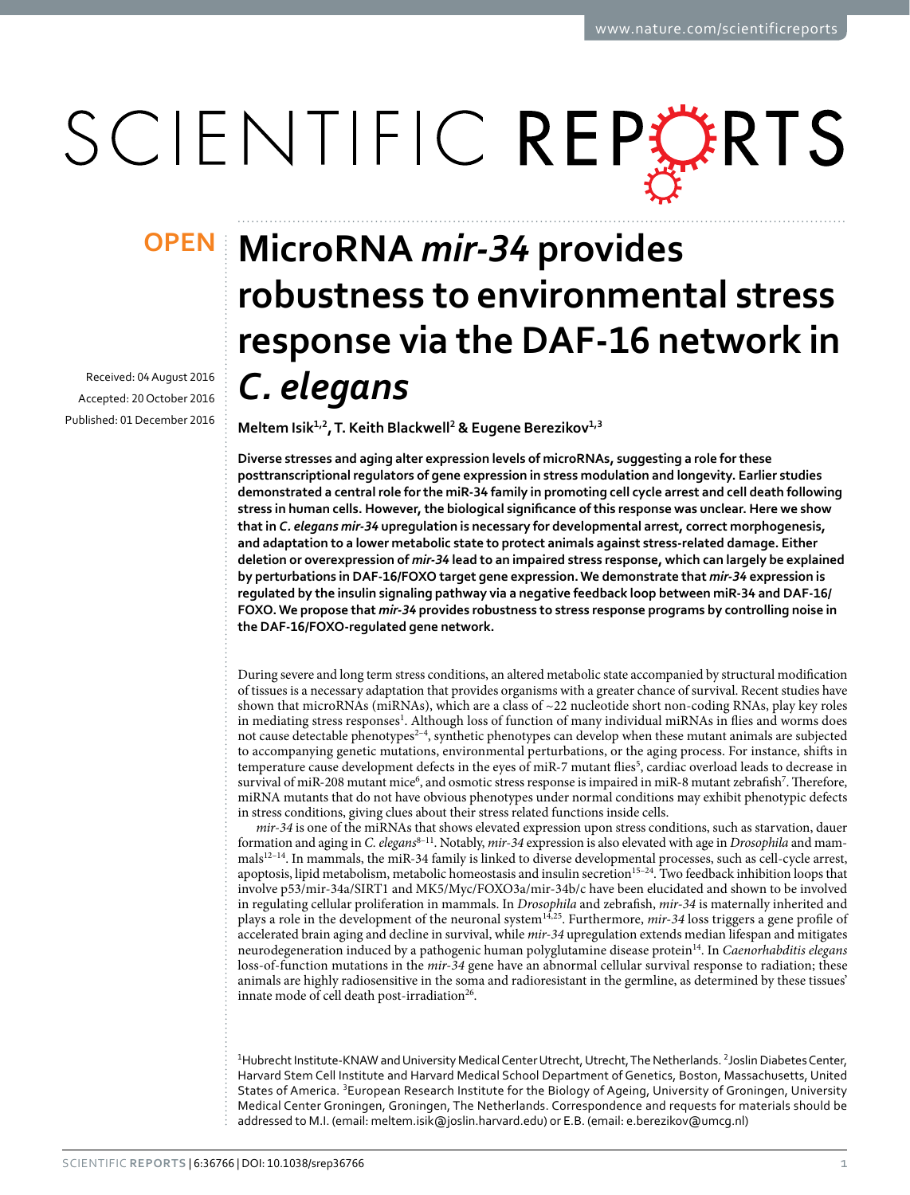OPEN

# MicroRNA *mir-34* provides robustness to environmental stress response via the DAF-16 network in *C. elegans*

Received: 04 August 2016
Accepted: 20 October 2016
Published: 01 December 2016

**Meltem Isik[1,2], T. Keith Blackwell[2] & Eugene Berezikov[1,3]**

**Diverse stresses and aging alter expression levels of microRNAs, suggesting a role for these posttranscriptional regulators of gene expression in stress modulation and longevity. Earlier studies demonstrated a central role for the miR-34 family in promoting cell cycle arrest and cell death following stress in human cells. However, the biological significance of this response was unclear. Here we show that in *C. elegans mir-34* upregulation is necessary for developmental arrest, correct morphogenesis, and adaptation to a lower metabolic state to protect animals against stress-related damage. Either deletion or overexpression of *mir-34* lead to an impaired stress response, which can largely be explained by perturbations in DAF-16/FOXO target gene expression. We demonstrate that *mir-34* expression is regulated by the insulin signaling pathway via a negative feedback loop between miR-34 and DAF-16/FOXO. We propose that *mir-34* provides robustness to stress response programs by controlling noise in the DAF-16/FOXO-regulated gene network.**

During severe and long term stress conditions, an altered metabolic state accompanied by structural modification of tissues is a necessary adaptation that provides organisms with a greater chance of survival. Recent studies have shown that microRNAs (miRNAs), which are a class of ~22 nucleotide short non-coding RNAs, play key roles in mediating stress responses[1]. Although loss of function of many individual miRNAs in flies and worms does not cause detectable phenotypes[2–4], synthetic phenotypes can develop when these mutant animals are subjected to accompanying genetic mutations, environmental perturbations, or the aging process. For instance, shifts in temperature cause development defects in the eyes of miR-7 mutant flies[5], cardiac overload leads to decrease in survival of miR-208 mutant mice[6], and osmotic stress response is impaired in miR-8 mutant zebrafish[7]. Therefore, miRNA mutants that do not have obvious phenotypes under normal conditions may exhibit phenotypic defects in stress conditions, giving clues about their stress related functions inside cells.

*mir-34* is one of the miRNAs that shows elevated expression upon stress conditions, such as starvation, dauer formation and aging in *C. elegans*[8–11]. Notably, *mir-34* expression is also elevated with age in *Drosophila* and mammals[12–14]. In mammals, the miR-34 family is linked to diverse developmental processes, such as cell-cycle arrest, apoptosis, lipid metabolism, metabolic homeostasis and insulin secretion[15–24]. Two feedback inhibition loops that involve p53/mir-34a/SIRT1 and MK5/Myc/FOXO3a/mir-34b/c have been elucidated and shown to be involved in regulating cellular proliferation in mammals. In *Drosophila* and zebrafish, *mir-34* is maternally inherited and plays a role in the development of the neuronal system[14,25]. Furthermore, *mir-34* loss triggers a gene profile of accelerated brain aging and decline in survival, while *mir-34* upregulation extends median lifespan and mitigates neurodegeneration induced by a pathogenic human polyglutamine disease protein[14]. In *Caenorhabditis elegans* loss-of-function mutations in the *mir-34* gene have an abnormal cellular survival response to radiation; these animals are highly radiosensitive in the soma and radioresistant in the germline, as determined by these tissues' innate mode of cell death post-irradiation[26].

[1]Hubrecht Institute-KNAW and University Medical Center Utrecht, Utrecht, The Netherlands. [2]Joslin Diabetes Center, Harvard Stem Cell Institute and Harvard Medical School Department of Genetics, Boston, Massachusetts, United States of America. [3]European Research Institute for the Biology of Ageing, University of Groningen, University Medical Center Groningen, Groningen, The Netherlands. Correspondence and requests for materials should be addressed to M.I. (email: meltem.isik@joslin.harvard.edu) or E.B. (email: e.berezikov@umcg.nl)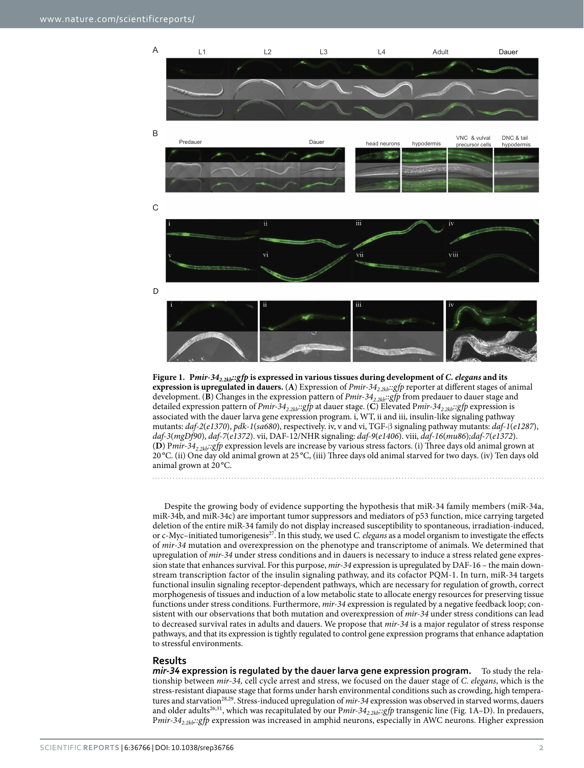**Figure 1. P*mir-34*$_{2.2kb}$::*gfp* is expressed in various tissues during development of *C. elegans* and its expression is upregulated in dauers.** (**A**) Expression of *Pmir-34*$_{2.2kb}$::*gfp* reporter at different stages of animal development. (**B**) Changes in the expression pattern of *Pmir-34*$_{2.2kb}$::*gfp* from predauer to dauer stage and detailed expression pattern of *Pmir-34*$_{2.2kb}$::*gfp* at dauer stage. (**C**) Elevated P*mir-34*$_{2.2kb}$::*gfp* expression is associated with the dauer larva gene expression program. i, WT, ii and iii, insulin-like signaling pathway mutants: *daf-2*(*e1370*), *pdk-1*(*sa680*), respectively. iv, v and vi, TGF-β signaling pathway mutants: *daf-1*(*e1287*), *daf-3*(*mgDf90*), *daf-7*(*e1372*). vii, DAF-12/NHR signaling: *daf-9*(*e1406*). viii, *daf-16*(*mu86*);*daf-7*(*e1372*). (**D**) P*mir-34*$_{2.2kb}$::*gfp* expression levels are increase by various stress factors. (i) Three days old animal grown at 20 °C. (ii) One day old animal grown at 25 °C, (iii) Three days old animal starved for two days. (iv) Ten days old animal grown at 20 °C.

Despite the growing body of evidence supporting the hypothesis that miR-34 family members (miR-34a, miR-34b, and miR-34c) are important tumor suppressors and mediators of p53 function, mice carrying targeted deletion of the entire miR-34 family do not display increased susceptibility to spontaneous, irradiation-induced, or c-Myc–initiated tumorigenesis[27]. In this study, we used *C. elegans* as a model organism to investigate the effects of *mir-34* mutation and overexpression on the phenotype and transcriptome of animals. We determined that upregulation of *mir-34* under stress conditions and in dauers is necessary to induce a stress related gene expression state that enhances survival. For this purpose, *mir-34* expression is upregulated by DAF-16 – the main downstream transcription factor of the insulin signaling pathway, and its cofactor PQM-1. In turn, miR-34 targets functional insulin signaling receptor-dependent pathways, which are necessary for regulation of growth, correct morphogenesis of tissues and induction of a low metabolic state to allocate energy resources for preserving tissue functions under stress conditions. Furthermore, *mir-34* expression is regulated by a negative feedback loop; consistent with our observations that both mutation and overexpression of *mir-34* under stress conditions can lead to decreased survival rates in adults and dauers. We propose that *mir-34* is a major regulator of stress response pathways, and that its expression is tightly regulated to control gene expression programs that enhance adaptation to stressful environments.

## Results

**_mir-34_ expression is regulated by the dauer larva gene expression program.** To study the relationship between *mir-34,* cell cycle arrest and stress, we focused on the dauer stage of *C. elegans*, which is the stress-resistant diapause stage that forms under harsh environmental conditions such as crowding, high temperatures and starvation[28,29]. Stress-induced upregulation of *mir-34* expression was observed in starved worms, dauers and older adults[26,31], which was recapitulated by our P*mir-34*$_{2.2kb}$::*gfp* transgenic line (Fig. 1A–D). In predauers, P*mir-34*$_{2.2kb}$::*gfp* expression was increased in amphid neurons, especially in AWC neurons. Higher expression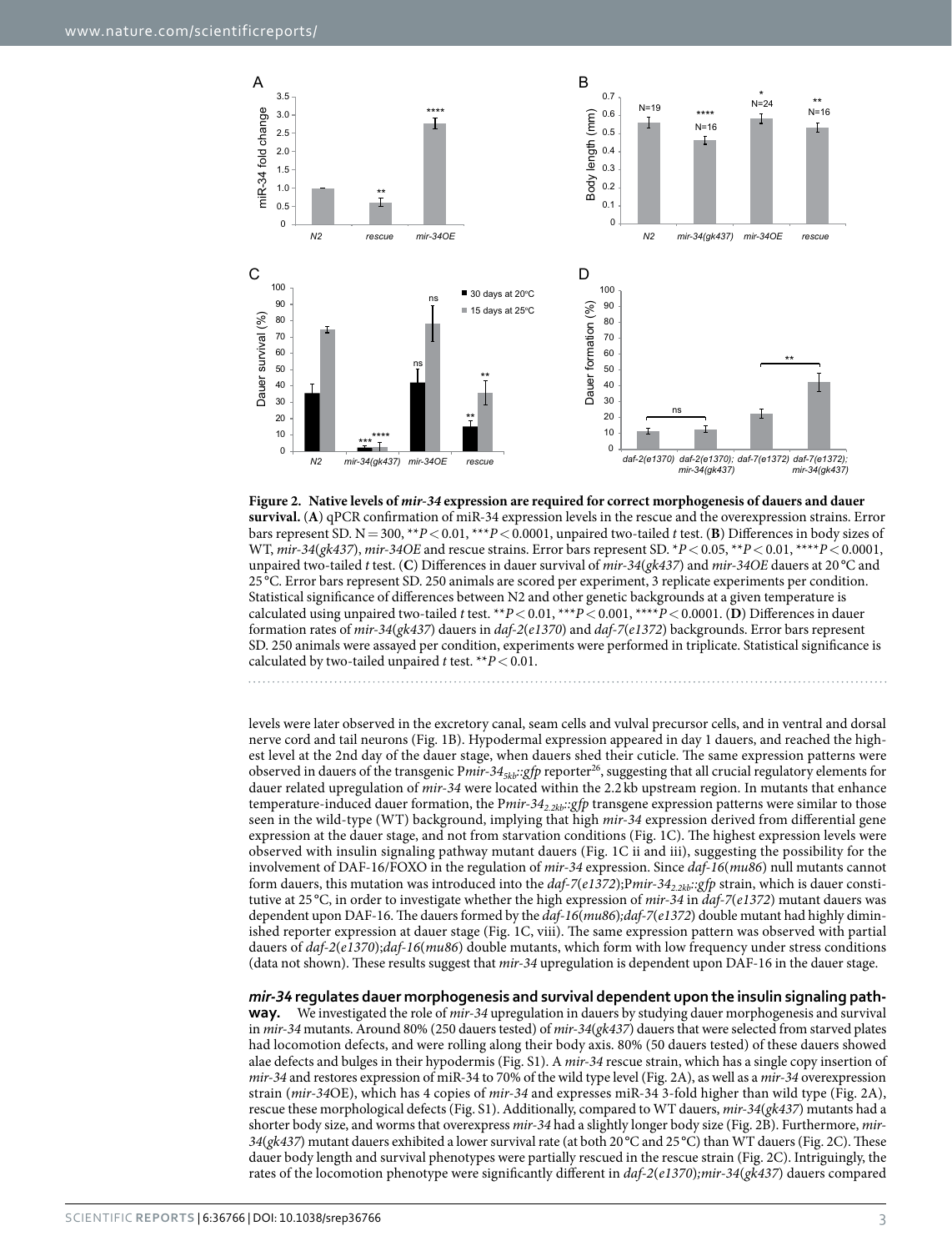**Figure 2. Native levels of *mir-34* expression are required for correct morphogenesis of dauers and dauer survival.** (**A**) qPCR confirmation of miR-34 expression levels in the rescue and the overexpression strains. Error bars represent SD. N = 300, $^{**}P < 0.01$, $^{***}P < 0.0001$, unpaired two-tailed *t* test. (**B**) Differences in body sizes of WT, *mir-34*(*gk437*), *mir-34OE* and rescue strains. Error bars represent SD. $^{*}P < 0.05$, $^{**}P < 0.01$, $^{****}P < 0.0001$, unpaired two-tailed *t* test. (**C**) Differences in dauer survival of *mir-34*(*gk437*) and *mir-34OE* dauers at 20 °C and 25 °C. Error bars represent SD. 250 animals are scored per experiment, 3 replicate experiments per condition. Statistical significance of differences between N2 and other genetic backgrounds at a given temperature is calculated using unpaired two-tailed *t* test. $^{**}P < 0.01$, $^{***}P < 0.001$, $^{****}P < 0.0001$. (**D**) Differences in dauer formation rates of *mir-34*(*gk437*) dauers in *daf-2*(*e1370*) and *daf-7*(*e1372*) backgrounds. Error bars represent SD. 250 animals were assayed per condition, experiments were performed in triplicate. Statistical significance is calculated by two-tailed unpaired *t* test. $^{**}P < 0.01$.

levels were later observed in the excretory canal, seam cells and vulval precursor cells, and in ventral and dorsal nerve cord and tail neurons (Fig. 1B). Hypodermal expression appeared in day 1 dauers, and reached the highest level at the 2nd day of the dauer stage, when dauers shed their cuticle. The same expression patterns were observed in dauers of the transgenic P*mir-34*$_{5kb}$::*gfp* reporter[26], suggesting that all crucial regulatory elements for dauer related upregulation of *mir-34* were located within the 2.2 kb upstream region. In mutants that enhance temperature-induced dauer formation, the P*mir-34*$_{2.2kb}$::*gfp* transgene expression patterns were similar to those seen in the wild-type (WT) background, implying that high *mir-34* expression derived from differential gene expression at the dauer stage, and not from starvation conditions (Fig. 1C). The highest expression levels were observed with insulin signaling pathway mutant dauers (Fig. 1C ii and iii), suggesting the possibility for the involvement of DAF-16/FOXO in the regulation of *mir-34* expression. Since *daf-16*(*mu86*) null mutants cannot form dauers, this mutation was introduced into the *daf-7*(*e1372*);P*mir-34*$_{2.2kb}$::*gfp* strain, which is dauer constitutive at 25 °C, in order to investigate whether the high expression of *mir-34* in *daf-7*(*e1372*) mutant dauers was dependent upon DAF-16. The dauers formed by the *daf-16*(*mu86*);*daf-7*(*e1372*) double mutant had highly diminished reporter expression at dauer stage (Fig. 1C, viii). The same expression pattern was observed with partial dauers of *daf-2*(*e1370*);*daf-16*(*mu86*) double mutants, which form with low frequency under stress conditions (data not shown). These results suggest that *mir-34* upregulation is dependent upon DAF-16 in the dauer stage.

## *mir-34* regulates dauer morphogenesis and survival dependent upon the insulin signaling pathway.

We investigated the role of *mir-34* upregulation in dauers by studying dauer morphogenesis and survival in *mir-34* mutants. Around 80% (250 dauers tested) of *mir-34*(*gk437*) dauers that were selected from starved plates had locomotion defects, and were rolling along their body axis. 80% (50 dauers tested) of these dauers showed alae defects and bulges in their hypodermis (Fig. S1). A *mir-34* rescue strain, which has a single copy insertion of *mir-34* and restores expression of miR-34 to 70% of the wild type level (Fig. 2A), as well as a *mir-34* overexpression strain (*mir-34*OE), which has 4 copies of *mir-34* and expresses miR-34 3-fold higher than wild type (Fig. 2A), rescue these morphological defects (Fig. S1). Additionally, compared to WT dauers, *mir-34*(*gk437*) mutants had a shorter body size, and worms that overexpress *mir-34* had a slightly longer body size (Fig. 2B). Furthermore, *mir-34*(*gk437*) mutant dauers exhibited a lower survival rate (at both 20 °C and 25 °C) than WT dauers (Fig. 2C). These dauer body length and survival phenotypes were partially rescued in the rescue strain (Fig. 2C). Intriguingly, the rates of the locomotion phenotype were significantly different in *daf-2*(*e1370*);*mir-34*(*gk437*) dauers compared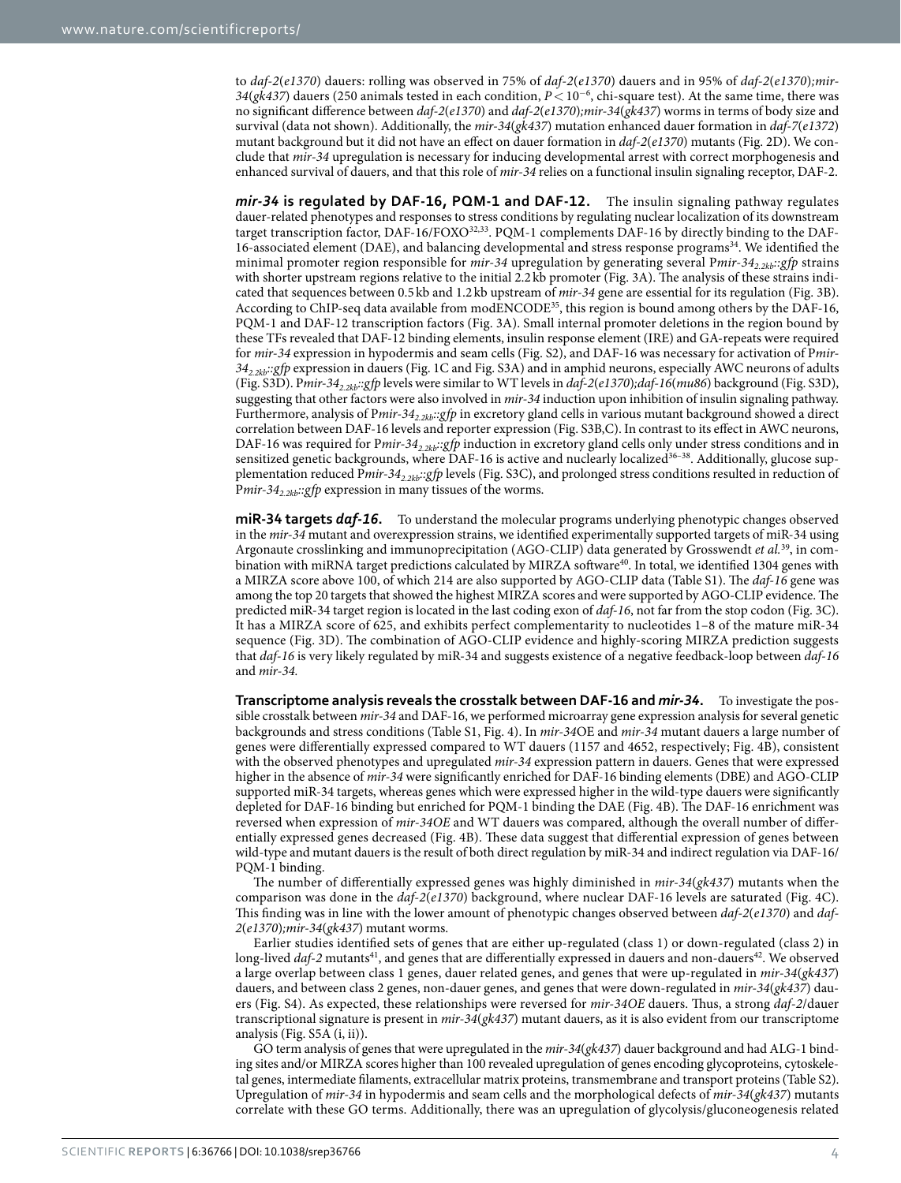to *daf-2*(*e1370*) dauers: rolling was observed in 75% of *daf-2*(*e1370*) dauers and in 95% of *daf-2*(*e1370*);*mir-34*(*gk437*) dauers (250 animals tested in each condition, $P < 10^{-6}$, chi-square test). At the same time, there was no significant difference between *daf-2*(*e1370*) and *daf-2*(*e1370*);*mir-34*(*gk437*) worms in terms of body size and survival (data not shown). Additionally, the *mir-34*(*gk437*) mutation enhanced dauer formation in *daf-7*(*e1372*) mutant background but it did not have an effect on dauer formation in *daf-2*(*e1370*) mutants (Fig. 2D). We conclude that *mir-34* upregulation is necessary for inducing developmental arrest with correct morphogenesis and enhanced survival of dauers, and that this role of *mir-34* relies on a functional insulin signaling receptor, DAF-2.

**_mir-34_ is regulated by DAF-16, PQM-1 and DAF-12.** The insulin signaling pathway regulates dauer-related phenotypes and responses to stress conditions by regulating nuclear localization of its downstream target transcription factor, DAF-16/FOXO[32,33]. PQM-1 complements DAF-16 by directly binding to the DAF-16-associated element (DAE), and balancing developmental and stress response programs[34]. We identified the minimal promoter region responsible for *mir-34* upregulation by generating several P*mir-34*$_{2.2kb}$::*gfp* strains with shorter upstream regions relative to the initial 2.2 kb promoter (Fig. 3A). The analysis of these strains indicated that sequences between 0.5 kb and 1.2 kb upstream of *mir-34* gene are essential for its regulation (Fig. 3B). According to ChIP-seq data available from modENCODE[35], this region is bound among others by the DAF-16, PQM-1 and DAF-12 transcription factors (Fig. 3A). Small internal promoter deletions in the region bound by these TFs revealed that DAF-12 binding elements, insulin response element (IRE) and GA-repeats were required for *mir-34* expression in hypodermis and seam cells (Fig. S2), and DAF-16 was necessary for activation of P*mir-34*$_{2.2kb}$::*gfp* expression in dauers (Fig. 1C and Fig. S3A) and in amphid neurons, especially AWC neurons of adults (Fig. S3D). P*mir-34*$_{2.2kb}$::*gfp* levels were similar to WT levels in *daf-2*(*e1370*);*daf-16*(*mu86*) background (Fig. S3D), suggesting that other factors were also involved in *mir-34* induction upon inhibition of insulin signaling pathway. Furthermore, analysis of P*mir-34*$_{2.2kb}$::*gfp* in excretory gland cells in various mutant background showed a direct correlation between DAF-16 levels and reporter expression (Fig. S3B,C). In contrast to its effect in AWC neurons, DAF-16 was required for P*mir-34*$_{2.2kb}$::*gfp* induction in excretory gland cells only under stress conditions and in sensitized genetic backgrounds, where DAF-16 is active and nuclearly localized[36–38]. Additionally, glucose supplementation reduced P*mir-34*$_{2.2kb}$::*gfp* levels (Fig. S3C), and prolonged stress conditions resulted in reduction of P*mir-34*$_{2.2kb}$::*gfp* expression in many tissues of the worms.

**miR-34 targets _daf-16_.** To understand the molecular programs underlying phenotypic changes observed in the *mir-34* mutant and overexpression strains, we identified experimentally supported targets of miR-34 using Argonaute crosslinking and immunoprecipitation (AGO-CLIP) data generated by Grosswendt *et al.*[39], in combination with miRNA target predictions calculated by MIRZA software[40]. In total, we identified 1304 genes with a MIRZA score above 100, of which 214 are also supported by AGO-CLIP data (Table S1). The *daf-16* gene was among the top 20 targets that showed the highest MIRZA scores and were supported by AGO-CLIP evidence. The predicted miR-34 target region is located in the last coding exon of *daf-16*, not far from the stop codon (Fig. 3C). It has a MIRZA score of 625, and exhibits perfect complementarity to nucleotides 1–8 of the mature miR-34 sequence (Fig. 3D). The combination of AGO-CLIP evidence and highly-scoring MIRZA prediction suggests that *daf-16* is very likely regulated by miR-34 and suggests existence of a negative feedback-loop between *daf-16* and *mir-34.*

**Transcriptome analysis reveals the crosstalk between DAF-16 and _mir-34_.** To investigate the possible crosstalk between *mir-34* and DAF-16, we performed microarray gene expression analysis for several genetic backgrounds and stress conditions (Table S1, Fig. 4). In *mir-34*OE and *mir-34* mutant dauers a large number of genes were differentially expressed compared to WT dauers (1157 and 4652, respectively; Fig. 4B), consistent with the observed phenotypes and upregulated *mir-34* expression pattern in dauers. Genes that were expressed higher in the absence of *mir-34* were significantly enriched for DAF-16 binding elements (DBE) and AGO-CLIP supported miR-34 targets, whereas genes which were expressed higher in the wild-type dauers were significantly depleted for DAF-16 binding but enriched for PQM-1 binding the DAE (Fig. 4B). The DAF-16 enrichment was reversed when expression of *mir-34OE* and WT dauers was compared, although the overall number of differentially expressed genes decreased (Fig. 4B). These data suggest that differential expression of genes between wild-type and mutant dauers is the result of both direct regulation by miR-34 and indirect regulation via DAF-16/PQM-1 binding.

The number of differentially expressed genes was highly diminished in *mir-34*(*gk437*) mutants when the comparison was done in the *daf-2*(*e1370*) background, where nuclear DAF-16 levels are saturated (Fig. 4C). This finding was in line with the lower amount of phenotypic changes observed between *daf-2*(*e1370*) and *daf-2*(*e1370*);*mir-34*(*gk437*) mutant worms.

Earlier studies identified sets of genes that are either up-regulated (class 1) or down-regulated (class 2) in long-lived *daf-2* mutants[41], and genes that are differentially expressed in dauers and non-dauers[42]. We observed a large overlap between class 1 genes, dauer related genes, and genes that were up-regulated in *mir-34*(*gk437*) dauers, and between class 2 genes, non-dauer genes, and genes that were down-regulated in *mir-34*(*gk437*) dauers (Fig. S4). As expected, these relationships were reversed for *mir-34OE* dauers. Thus, a strong *daf-2*/dauer transcriptional signature is present in *mir-34*(*gk437*) mutant dauers, as it is also evident from our transcriptome analysis (Fig. S5A (i, ii)).

GO term analysis of genes that were upregulated in the *mir-34*(*gk437*) dauer background and had ALG-1 binding sites and/or MIRZA scores higher than 100 revealed upregulation of genes encoding glycoproteins, cytoskeletal genes, intermediate filaments, extracellular matrix proteins, transmembrane and transport proteins (Table S2). Upregulation of *mir-34* in hypodermis and seam cells and the morphological defects of *mir-34*(*gk437*) mutants correlate with these GO terms. Additionally, there was an upregulation of glycolysis/gluconeogenesis related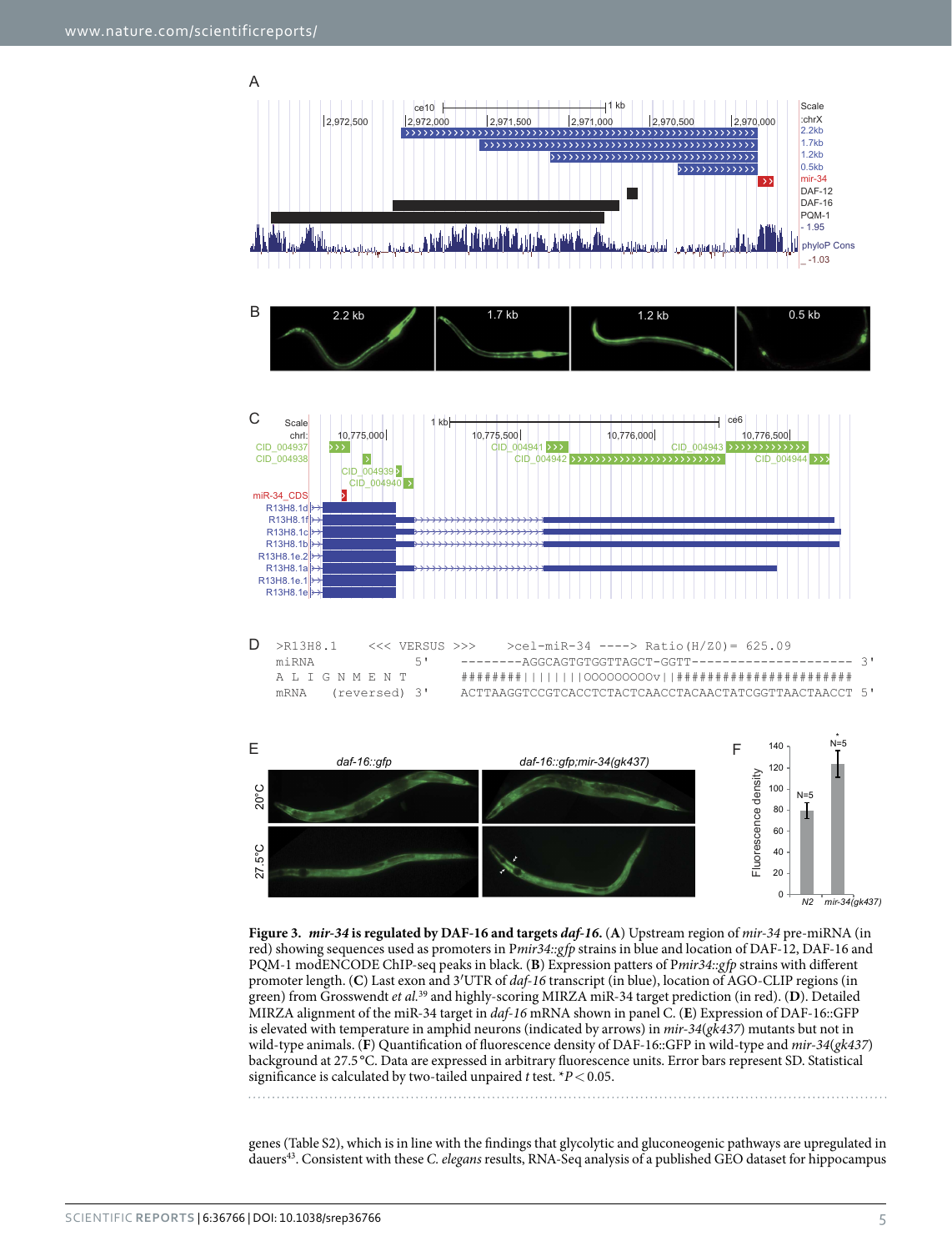**Figure 3.** ***mir-34*** **is regulated by DAF-16 and targets** ***daf-16.*** (**A**) Upstream region of *mir-34* pre-miRNA (in red) showing sequences used as promoters in P*mir34::gfp* strains in blue and location of DAF-12, DAF-16 and PQM-1 modENCODE ChIP-seq peaks in black. (**B**) Expression patterns of P*mir34::gfp* strains with different promoter length. (**C**) Last exon and 3′UTR of *daf-16* transcript (in blue), location of AGO-CLIP regions (in green) from Grosswendt *et al.*[39] and highly-scoring MIRZA miR-34 target prediction (in red). (**D**). Detailed MIRZA alignment of the miR-34 target in *daf-16* mRNA shown in panel C. (**E**) Expression of DAF-16::GFP is elevated with temperature in amphid neurons (indicated by arrows) in *mir-34(gk437)* mutants but not in wild-type animals. (**F**) Quantification of fluorescence density of DAF-16::GFP in wild-type and *mir-34(gk437)* background at 27.5 °C. Data are expressed in arbitrary fluorescence units. Error bars represent SD. Statistical significance is calculated by two-tailed unpaired *t* test. *$P < 0.05$.

genes (Table S2), which is in line with the findings that glycolytic and gluconeogenic pathways are upregulated in dauers[43]. Consistent with these *C. elegans* results, RNA-Seq analysis of a published GEO dataset for hippocampus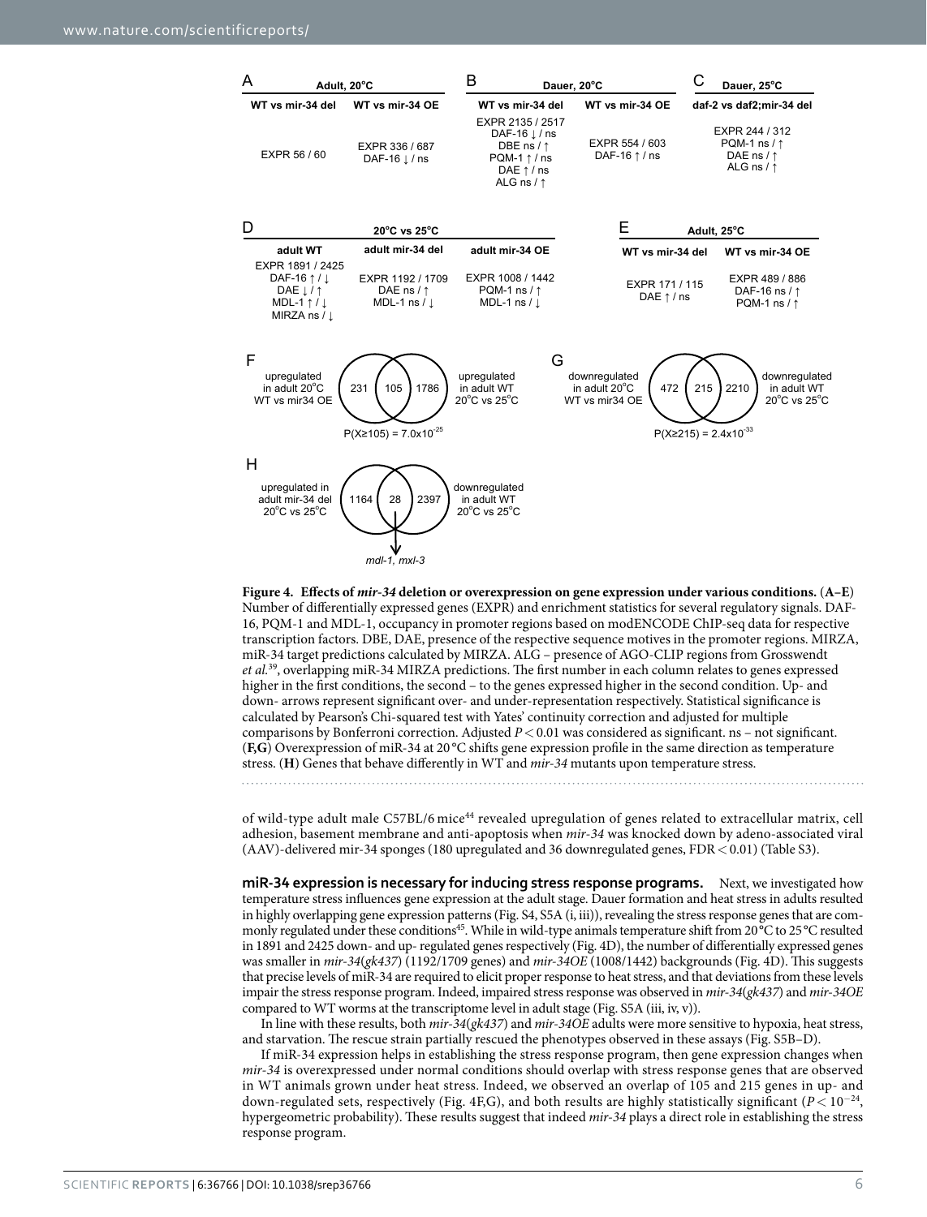A

**Adult, 20°C**

| WT vs mir-34 del | WT vs mir-34 OE |
| --- | --- |
| EXPR 56 / 60 | EXPR 336 / 687<br>DAF-16 ↓ / ns |

B

**Dauer, 20°C**

| WT vs mir-34 del | WT vs mir-34 OE |
| --- | --- |
| EXPR 2135 / 2517<br>DAF-16 ↓ / ns<br>DBE ns / ↑<br>PQM-1 ↑ / ns<br>DAE ↑ / ns<br>ALG ns / ↑ | EXPR 554 / 603<br>DAF-16 ↑ / ns |

C

**Dauer, 25°C**

| daf-2 vs daf2;mir-34 del |
| --- |
| EXPR 244 / 312<br>PQM-1 ns / ↑<br>DAE ns / ↑<br>ALG ns / ↑ |

D

**20°C vs 25°C**

| adult WT | adult mir-34 del | adult mir-34 OE |
| --- | --- | --- |
| EXPR 1891 / 2425<br>DAF-16 ↑ / ↓<br>DAE ↓ / ↑<br>MDL-1 ↑ / ↓<br>MIRZA ns / ↓ | EXPR 1192 / 1709<br>DAE ns / ↑<br>MDL-1 ns / ↓ | EXPR 1008 / 1442<br>PQM-1 ns / ↑<br>MDL-1 ns / ↓ |

E

**Adult, 25°C**

| WT vs mir-34 del | WT vs mir-34 OE |
| --- | --- |
| EXPR 171 / 115<br>DAE ↑ / ns | EXPR 489 / 886<br>DAF-16 ns / ↑<br>PQM-1 ns / ↑ |

F

upregulated in adult 20°C WT vs mir34 OE: 231 | 105 | 1786 :upregulated in adult WT 20°C vs 25°C

$P(X \geq 105) = 7.0 \times 10^{-25}$

G

downregulated in adult 20°C WT vs mir34 OE: 472 | 215 | 2210 :downregulated in adult WT 20°C vs 25°C

$P(X \geq 215) = 2.4 \times 10^{-33}$

H

upregulated in adult mir-34 del 20°C vs 25°C: 1164 | 28 | 2397 :downregulated in adult WT 20°C vs 25°C

*mdl-1, mxl-3*

**Figure 4. Effects of *mir-34* deletion or overexpression on gene expression under various conditions.** (**A–E**) Number of differentially expressed genes (EXPR) and enrichment statistics for several regulatory signals. DAF-16, PQM-1 and MDL-1, occupancy in promoter regions based on modENCODE ChIP-seq data for respective transcription factors. DBE, DAE, presence of the respective sequence motifs in the promoter regions. MIRZA, miR-34 target predictions calculated by MIRZA. ALG – presence of AGO-CLIP regions from Grosswendt *et al.*[39], overlapping miR-34 MIRZA predictions. The first number in each column relates to genes expressed higher in the first conditions, the second – to the genes expressed higher in the second condition. Up- and down- arrows represent significant over- and under-representation respectively. Statistical significance is calculated by Pearson's Chi-squared test with Yates' continuity correction and adjusted for multiple comparisons by Bonferroni correction. Adjusted $P < 0.01$ was considered as significant. ns – not significant. (**F,G**) Overexpression of miR-34 at 20 °C shifts gene expression profile in the same direction as temperature stress. (**H**) Genes that behave differently in WT and *mir-34* mutants upon temperature stress.

of wild-type adult male C57BL/6 mice[44] revealed upregulation of genes related to extracellular matrix, cell adhesion, basement membrane and anti-apoptosis when *mir-34* was knocked down by adeno-associated viral (AAV)-delivered mir-34 sponges (180 upregulated and 36 downregulated genes, FDR < 0.01) (Table S3).

**miR-34 expression is necessary for inducing stress response programs.** Next, we investigated how temperature stress influences gene expression at the adult stage. Dauer formation and heat stress in adults resulted in highly overlapping gene expression patterns (Fig. S4, S5A (i, iii)), revealing the stress response genes that are commonly regulated under these conditions[45]. While in wild-type animals temperature shift from 20 °C to 25 °C resulted in 1891 and 2425 down- and up- regulated genes respectively (Fig. 4D), the number of differentially expressed genes was smaller in *mir-34*(*gk437*) (1192/1709 genes) and *mir-34OE* (1008/1442) backgrounds (Fig. 4D). This suggests that precise levels of miR-34 are required to elicit proper response to heat stress, and that deviations from these levels impair the stress response program. Indeed, impaired stress response was observed in *mir-34*(*gk437*) and *mir-34OE* compared to WT worms at the transcriptome level in adult stage (Fig. S5A (iii, iv, v)).

In line with these results, both *mir-34*(*gk437*) and *mir-34OE* adults were more sensitive to hypoxia, heat stress, and starvation. The rescue strain partially rescued the phenotypes observed in these assays (Fig. S5B–D).

If miR-34 expression helps in establishing the stress response program, then gene expression changes when *mir-34* is overexpressed under normal conditions should overlap with stress response genes that are observed in WT animals grown under heat stress. Indeed, we observed an overlap of 105 and 215 genes in up- and down-regulated sets, respectively (Fig. 4F,G), and both results are highly statistically significant ($P < 10^{-24}$, hypergeometric probability). These results suggest that indeed *mir-34* plays a direct role in establishing the stress response program.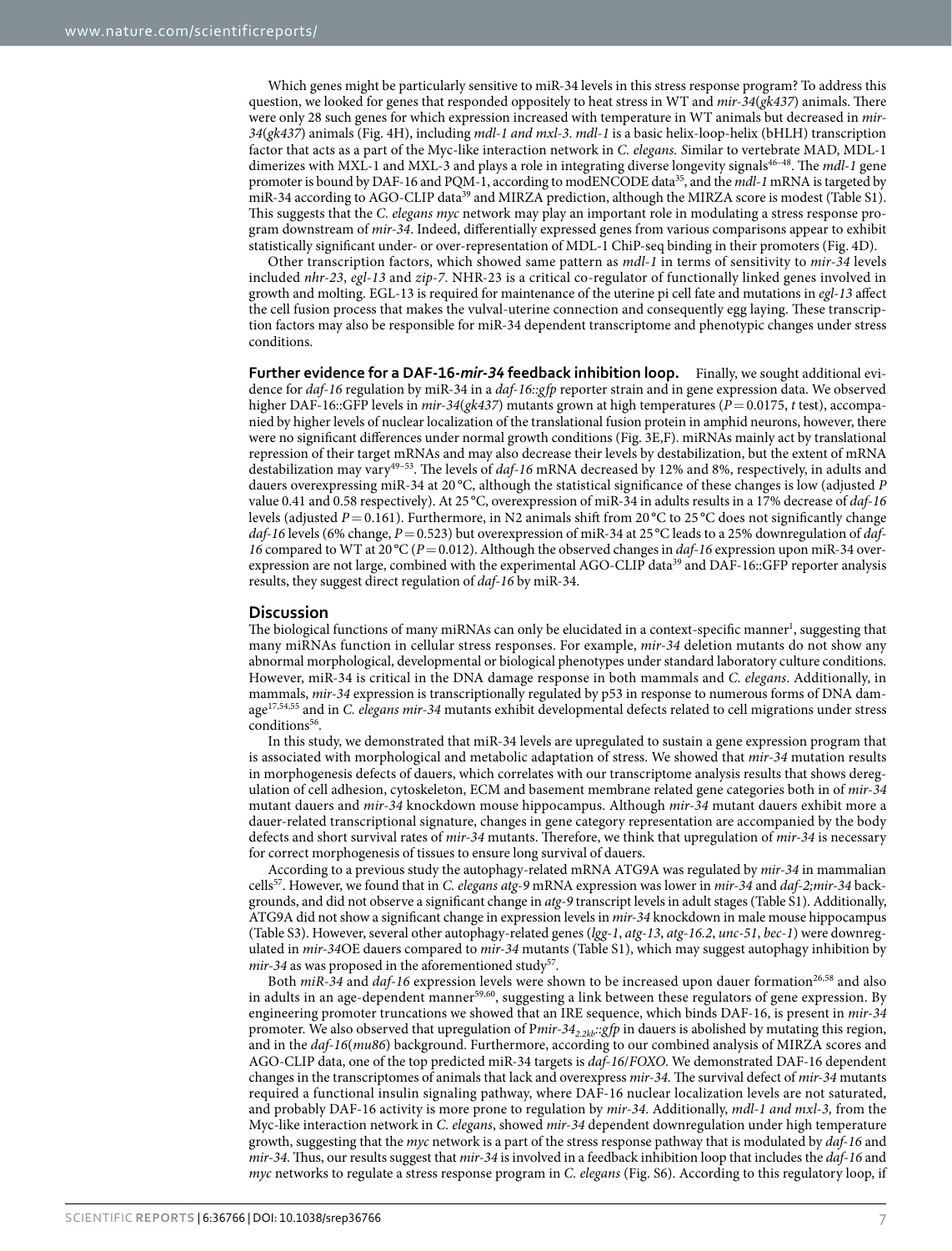Which genes might be particularly sensitive to miR-34 levels in this stress response program? To address this question, we looked for genes that responded oppositely to heat stress in WT and *mir-34*(*gk437*) animals. There were only 28 such genes for which expression increased with temperature in WT animals but decreased in *mir-34*(*gk437*) animals (Fig. 4H), including *mdl-1 and mxl-3*. *mdl-1* is a basic helix-loop-helix (bHLH) transcription factor that acts as a part of the Myc-like interaction network in *C. elegans. S*imilar to vertebrate MAD, MDL-1 dimerizes with MXL-1 and MXL-3 and plays a role in integrating diverse longevity signals[46–48]. The *mdl-1* gene promoter is bound by DAF-16 and PQM-1, according to modENCODE data[35], and the *mdl-1* mRNA is targeted by miR-34 according to AGO-CLIP data[39] and MIRZA prediction, although the MIRZA score is modest (Table S1). This suggests that the *C. elegans myc* network may play an important role in modulating a stress response program downstream of *mir-34*. Indeed, differentially expressed genes from various comparisons appear to exhibit statistically significant under- or over-representation of MDL-1 ChiP-seq binding in their promoters (Fig. 4D).

Other transcription factors, which showed same pattern as *mdl-1* in terms of sensitivity to *mir-34* levels included *nhr-23*, *egl-13* and *zip-7*. NHR-23 is a critical co-regulator of functionally linked genes involved in growth and molting. EGL-13 is required for maintenance of the uterine pi cell fate and mutations in *egl-13* affect the cell fusion process that makes the vulval-uterine connection and consequently egg laying. These transcription factors may also be responsible for miR-34 dependent transcriptome and phenotypic changes under stress conditions.

**Further evidence for a DAF-16-*mir-34* feedback inhibition loop.** Finally, we sought additional evidence for *daf-16* regulation by miR-34 in a *daf-16::gfp* reporter strain and in gene expression data. We observed higher DAF-16::GFP levels in *mir-34*(*gk437*) mutants grown at high temperatures ($P = 0.0175$, *t* test), accompanied by higher levels of nuclear localization of the translational fusion protein in amphid neurons, however, there were no significant differences under normal growth conditions (Fig. 3E,F). miRNAs mainly act by translational repression of their target mRNAs and may also decrease their levels by destabilization, but the extent of mRNA destabilization may vary[49–53]. The levels of *daf-16* mRNA decreased by 12% and 8%, respectively, in adults and dauers overexpressing miR-34 at 20 °C, although the statistical significance of these changes is low (adjusted *P* value 0.41 and 0.58 respectively). At 25 °C, overexpression of miR-34 in adults results in a 17% decrease of *daf-16* levels (adjusted $P = 0.161$). Furthermore, in N2 animals shift from 20 °C to 25 °C does not significantly change *daf-16* levels (6% change, $P = 0.523$) but overexpression of miR-34 at 25 °C leads to a 25% downregulation of *daf-16* compared to WT at 20 °C ($P = 0.012$). Although the observed changes in *daf-16* expression upon miR-34 overexpression are not large, combined with the experimental AGO-CLIP data[39] and DAF-16::GFP reporter analysis results, they suggest direct regulation of *daf-16* by miR-34.

## Discussion

The biological functions of many miRNAs can only be elucidated in a context-specific manner[1], suggesting that many miRNAs function in cellular stress responses. For example, *mir-34* deletion mutants do not show any abnormal morphological, developmental or biological phenotypes under standard laboratory culture conditions. However, miR-34 is critical in the DNA damage response in both mammals and *C. elegans*. Additionally, in mammals, *mir-34* expression is transcriptionally regulated by p53 in response to numerous forms of DNA damage[17,54,55] and in *C. elegans mir-34* mutants exhibit developmental defects related to cell migrations under stress conditions[56].

In this study, we demonstrated that miR-34 levels are upregulated to sustain a gene expression program that is associated with morphological and metabolic adaptation of stress. We showed that *mir-34* mutation results in morphogenesis defects of dauers, which correlates with our transcriptome analysis results that shows deregulation of cell adhesion, cytoskeleton, ECM and basement membrane related gene categories both in of *mir-34* mutant dauers and *mir-34* knockdown mouse hippocampus. Although *mir-34* mutant dauers exhibit more a dauer-related transcriptional signature, changes in gene category representation are accompanied by the body defects and short survival rates of *mir-34* mutants. Therefore, we think that upregulation of *mir-34* is necessary for correct morphogenesis of tissues to ensure long survival of dauers.

According to a previous study the autophagy-related mRNA ATG9A was regulated by *mir-34* in mammalian cells[57]. However, we found that in *C. elegans atg-9* mRNA expression was lower in *mir-34* and *daf-2;mir-34* backgrounds, and did not observe a significant change in *atg-9* transcript levels in adult stages (Table S1). Additionally, ATG9A did not show a significant change in expression levels in *mir-34* knockdown in male mouse hippocampus (Table S3). However, several other autophagy-related genes (*lgg-1*, *atg-13*, *atg-16.2*, *unc-51*, *bec-1*) were downregulated in *mir-34*OE dauers compared to *mir-34* mutants (Table S1), which may suggest autophagy inhibition by *mir-34* as was proposed in the aforementioned study[57].

Both *miR-34* and *daf-16* expression levels were shown to be increased upon dauer formation[26,58] and also in adults in an age-dependent manner[59,60], suggesting a link between these regulators of gene expression. By engineering promoter truncations we showed that an IRE sequence, which binds DAF-16, is present in *mir-34* promoter. We also observed that upregulation of P*mir-34*$_{2.2kb}$*::gfp* in dauers is abolished by mutating this region, and in the *daf-16*(*mu86*) background. Furthermore, according to our combined analysis of MIRZA scores and AGO-CLIP data, one of the top predicted miR-34 targets is *daf-16*/*FOXO*. We demonstrated DAF-16 dependent changes in the transcriptomes of animals that lack and overexpress *mir-34*. The survival defect of *mir-34* mutants required a functional insulin signaling pathway, where DAF-16 nuclear localization levels are not saturated, and probably DAF-16 activity is more prone to regulation by *mir-34*. Additionally, *mdl-1 and mxl-3,* from the Myc-like interaction network in *C. elegans*, showed *mir-34* dependent downregulation under high temperature growth, suggesting that the *myc* network is a part of the stress response pathway that is modulated by *daf-16* and *mir-34*. Thus, our results suggest that *mir-34* is involved in a feedback inhibition loop that includes the *daf-16* and *myc* networks to regulate a stress response program in *C. elegans* (Fig. S6). According to this regulatory loop, if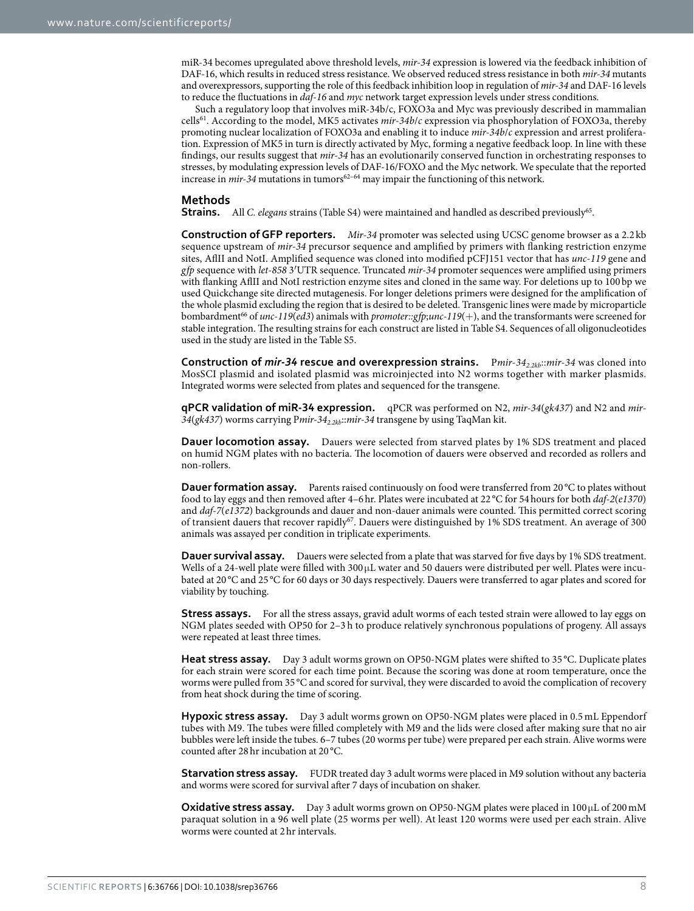miR-34 becomes upregulated above threshold levels, *mir-34* expression is lowered via the feedback inhibition of DAF-16, which results in reduced stress resistance. We observed reduced stress resistance in both *mir-34* mutants and overexpressors, supporting the role of this feedback inhibition loop in regulation of *mir-34* and DAF-16 levels to reduce the fluctuations in *daf-16* and *myc* network target expression levels under stress conditions.

Such a regulatory loop that involves miR-34b/c, FOXO3a and Myc was previously described in mammalian cells[61]. According to the model, MK5 activates *mir-34b/c* expression via phosphorylation of FOXO3a, thereby promoting nuclear localization of FOXO3a and enabling it to induce *mir-34b/c* expression and arrest proliferation. Expression of MK5 in turn is directly activated by Myc, forming a negative feedback loop. In line with these findings, our results suggest that *mir-34* has an evolutionarily conserved function in orchestrating responses to stresses, by modulating expression levels of DAF-16/FOXO and the Myc network. We speculate that the reported increase in *mir-34* mutations in tumors[62–64] may impair the functioning of this network.

## Methods

**Strains.** All *C. elegans* strains (Table S4) were maintained and handled as described previously[65].

**Construction of GFP reporters.** *Mir-34* promoter was selected using UCSC genome browser as a 2.2 kb sequence upstream of *mir-34* precursor sequence and amplified by primers with flanking restriction enzyme sites, AflII and NotI. Amplified sequence was cloned into modified pCFJ151 vector that has *unc-119* gene and *gfp* sequence with *let-858* 3′UTR sequence. Truncated *mir-34* promoter sequences were amplified using primers with flanking AflII and NotI restriction enzyme sites and cloned in the same way. For deletions up to 100 bp we used Quickchange site directed mutagenesis. For longer deletions primers were designed for the amplification of the whole plasmid excluding the region that is desired to be deleted. Transgenic lines were made by microparticle bombardment[66] of *unc-119*(*ed3*) animals with *promoter::gfp*;*unc-119*(+), and the transformants were screened for stable integration. The resulting strains for each construct are listed in Table S4. Sequences of all oligonucleotides used in the study are listed in the Table S5.

**Construction of *mir-34* rescue and overexpression strains.** P*mir-34*$_{2.2kb}$::*mir-34* was cloned into MosSCI plasmid and isolated plasmid was microinjected into N2 worms together with marker plasmids. Integrated worms were selected from plates and sequenced for the transgene.

**qPCR validation of miR-34 expression.** qPCR was performed on N2, *mir-34*(*gk437*) and N2 and *mir-34*(*gk437*) worms carrying P*mir-34*$_{2.2kb}$::*mir-34* transgene by using TaqMan kit.

**Dauer locomotion assay.** Dauers were selected from starved plates by 1% SDS treatment and placed on humid NGM plates with no bacteria. The locomotion of dauers were observed and recorded as rollers and non-rollers.

**Dauer formation assay.** Parents raised continuously on food were transferred from 20 °C to plates without food to lay eggs and then removed after 4–6 hr. Plates were incubated at 22 °C for 54 hours for both *daf-2*(*e1370*) and *daf-7*(*e1372*) backgrounds and dauer and non-dauer animals were counted. This permitted correct scoring of transient dauers that recover rapidly[67]. Dauers were distinguished by 1% SDS treatment. An average of 300 animals was assayed per condition in triplicate experiments.

**Dauer survival assay.** Dauers were selected from a plate that was starved for five days by 1% SDS treatment. Wells of a 24-well plate were filled with 300 μL water and 50 dauers were distributed per well. Plates were incubated at 20 °C and 25 °C for 60 days or 30 days respectively. Dauers were transferred to agar plates and scored for viability by touching.

**Stress assays.** For all the stress assays, gravid adult worms of each tested strain were allowed to lay eggs on NGM plates seeded with OP50 for 2–3 h to produce relatively synchronous populations of progeny. All assays were repeated at least three times.

**Heat stress assay.** Day 3 adult worms grown on OP50-NGM plates were shifted to 35 °C. Duplicate plates for each strain were scored for each time point. Because the scoring was done at room temperature, once the worms were pulled from 35 °C and scored for survival, they were discarded to avoid the complication of recovery from heat shock during the time of scoring.

**Hypoxic stress assay.** Day 3 adult worms grown on OP50-NGM plates were placed in 0.5 mL Eppendorf tubes with M9. The tubes were filled completely with M9 and the lids were closed after making sure that no air bubbles were left inside the tubes. 6–7 tubes (20 worms per tube) were prepared per each strain. Alive worms were counted after 28 hr incubation at 20 °C.

**Starvation stress assay.** FUDR treated day 3 adult worms were placed in M9 solution without any bacteria and worms were scored for survival after 7 days of incubation on shaker.

**Oxidative stress assay.** Day 3 adult worms grown on OP50-NGM plates were placed in 100 μL of 200 mM paraquat solution in a 96 well plate (25 worms per well). At least 120 worms were used per each strain. Alive worms were counted at 2 hr intervals.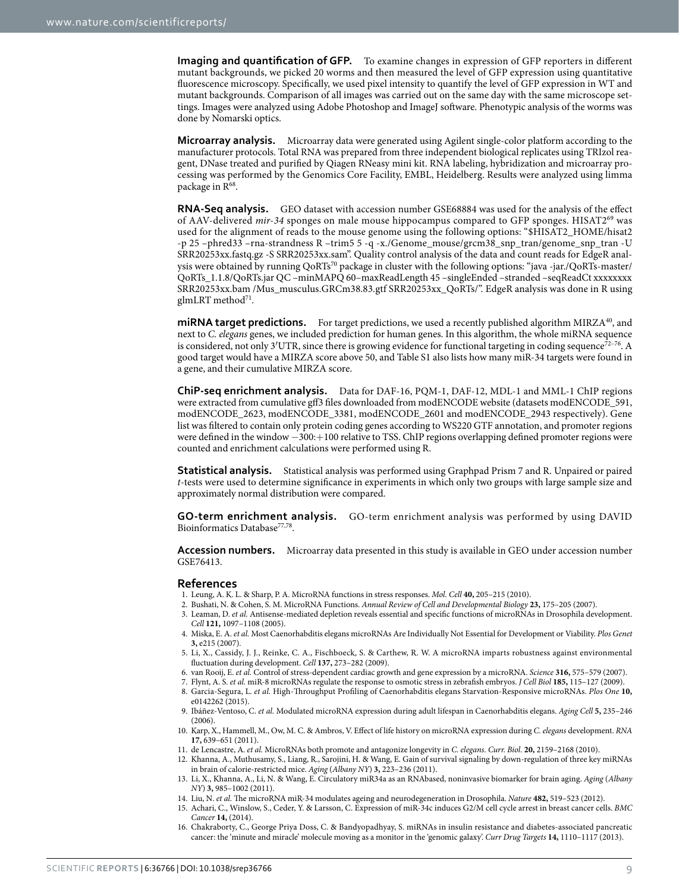**Imaging and quantification of GFP.** To examine changes in expression of GFP reporters in different mutant backgrounds, we picked 20 worms and then measured the level of GFP expression using quantitative fluorescence microscopy. Specifically, we used pixel intensity to quantify the level of GFP expression in WT and mutant backgrounds. Comparison of all images was carried out on the same day with the same microscope settings. Images were analyzed using Adobe Photoshop and ImageJ software. Phenotypic analysis of the worms was done by Nomarski optics.

**Microarray analysis.** Microarray data were generated using Agilent single-color platform according to the manufacturer protocols. Total RNA was prepared from three independent biological replicates using TRIzol reagent, DNase treated and purified by Qiagen RNeasy mini kit. RNA labeling, hybridization and microarray processing was performed by the Genomics Core Facility, EMBL, Heidelberg. Results were analyzed using limma package in R[68].

**RNA-Seq analysis.** GEO dataset with accession number GSE68884 was used for the analysis of the effect of AAV-delivered *mir-34* sponges on male mouse hippocampus compared to GFP sponges. HISAT2[69] was used for the alignment of reads to the mouse genome using the following options: "$HISAT2_HOME/hisat2 -p 25 –phred33 –rna-strandness R –trim5 5 -q -x./Genome_mouse/grcm38_snp_tran/genome_snp_tran -U SRR20253xx.fastq.gz -S SRR20253xx.sam". Quality control analysis of the data and count reads for EdgeR analysis were obtained by running QoRTs[70] package in cluster with the following options: "java -jar./QoRTs-master/QoRTs_1.1.8/QoRTs.jar QC –minMAPQ 60–maxReadLength 45 –singleEnded –stranded –seqReadCt xxxxxxxx SRR20253xx.bam /Mus_musculus.GRCm38.83.gtf SRR20253xx_QoRTs/". EdgeR analysis was done in R using glmLRT method[71].

**miRNA target predictions.** For target predictions, we used a recently published algorithm MIRZA[40], and next to *C. elegans* genes, we included prediction for human genes. In this algorithm, the whole miRNA sequence is considered, not only 3′UTR, since there is growing evidence for functional targeting in coding sequence[72–76]. A good target would have a MIRZA score above 50, and Table S1 also lists how many miR-34 targets were found in a gene, and their cumulative MIRZA score.

**ChiP-seq enrichment analysis.** Data for DAF-16, PQM-1, DAF-12, MDL-1 and MML-1 ChIP regions were extracted from cumulative gff3 files downloaded from modENCODE website (datasets modENCODE_591, modENCODE_2623, modENCODE_3381, modENCODE_2601 and modENCODE_2943 respectively). Gene list was filtered to contain only protein coding genes according to WS220 GTF annotation, and promoter regions were defined in the window −300:+100 relative to TSS. ChIP regions overlapping defined promoter regions were counted and enrichment calculations were performed using R.

**Statistical analysis.** Statistical analysis was performed using Graphpad Prism 7 and R. Unpaired or paired *t*-tests were used to determine significance in experiments in which only two groups with large sample size and approximately normal distribution were compared.

**GO-term enrichment analysis.** GO-term enrichment analysis was performed by using DAVID Bioinformatics Database[77,78].

**Accession numbers.** Microarray data presented in this study is available in GEO under accession number GSE76413.

## References

1. Leung, A. K. L. & Sharp, P. A. MicroRNA functions in stress responses. *Mol. Cell* **40,** 205–215 (2010).
2. Bushati, N. & Cohen, S. M. MicroRNA Functions. *Annual Review of Cell and Developmental Biology* **23,** 175–205 (2007).
3. Leaman, D. *et al.* Antisense-mediated depletion reveals essential and specific functions of microRNAs in Drosophila development. *Cell* **121,** 1097–1108 (2005).
4. Miska, E. A. *et al.* Most Caenorhabditis elegans microRNAs Are Individually Not Essential for Development or Viability. *Plos Genet* **3,** e215 (2007).
5. Li, X., Cassidy, J. J., Reinke, C. A., Fischboeck, S. & Carthew, R. W. A microRNA imparts robustness against environmental fluctuation during development. *Cell* **137,** 273–282 (2009).
6. van Rooij, E. *et al.* Control of stress-dependent cardiac growth and gene expression by a microRNA. *Science* **316,** 575–579 (2007).
7. Flynt, A. S. *et al.* miR-8 microRNAs regulate the response to osmotic stress in zebrafish embryos. *J Cell Biol* **185,** 115–127 (2009).
8. Garcia-Segura, L. *et al.* High-Throughput Profiling of Caenorhabditis elegans Starvation-Responsive microRNAs. *Plos One* **10,** e0142262 (2015).
9. Ibáñez-Ventoso, C. *et al.* Modulated microRNA expression during adult lifespan in Caenorhabditis elegans. *Aging Cell* **5,** 235–246 (2006).
10. Karp, X., Hammell, M., Ow, M. C. & Ambros, V. Effect of life history on microRNA expression during *C. elegans* development. *RNA* **17,** 639–651 (2011).
11. de Lencastre, A. *et al.* MicroRNAs both promote and antagonize longevity in *C. elegans*. *Curr. Biol.* **20,** 2159–2168 (2010).
12. Khanna, A., Muthusamy, S., Liang, R., Sarojini, H. & Wang, E. Gain of survival signaling by down-regulation of three key miRNAs in brain of calorie-restricted mice. *Aging* (*Albany NY*) **3,** 223–236 (2011).
13. Li, X., Khanna, A., Li, N. & Wang, E. Circulatory miR34a as an RNAbased, noninvasive biomarker for brain aging. *Aging* (*Albany NY*) **3,** 985–1002 (2011).
14. Liu, N. *et al.* The microRNA miR-34 modulates ageing and neurodegeneration in Drosophila. *Nature* **482,** 519–523 (2012).
15. Achari, C., Winslow, S., Ceder, Y. & Larsson, C. Expression of miR-34c induces G2/M cell cycle arrest in breast cancer cells. *BMC Cancer* **14,** (2014).
16. Chakraborty, C., George Priya Doss, C. & Bandyopadhyay, S. miRNAs in insulin resistance and diabetes-associated pancreatic cancer: the 'minute and miracle' molecule moving as a monitor in the 'genomic galaxy'. *Curr Drug Targets* **14,** 1110–1117 (2013).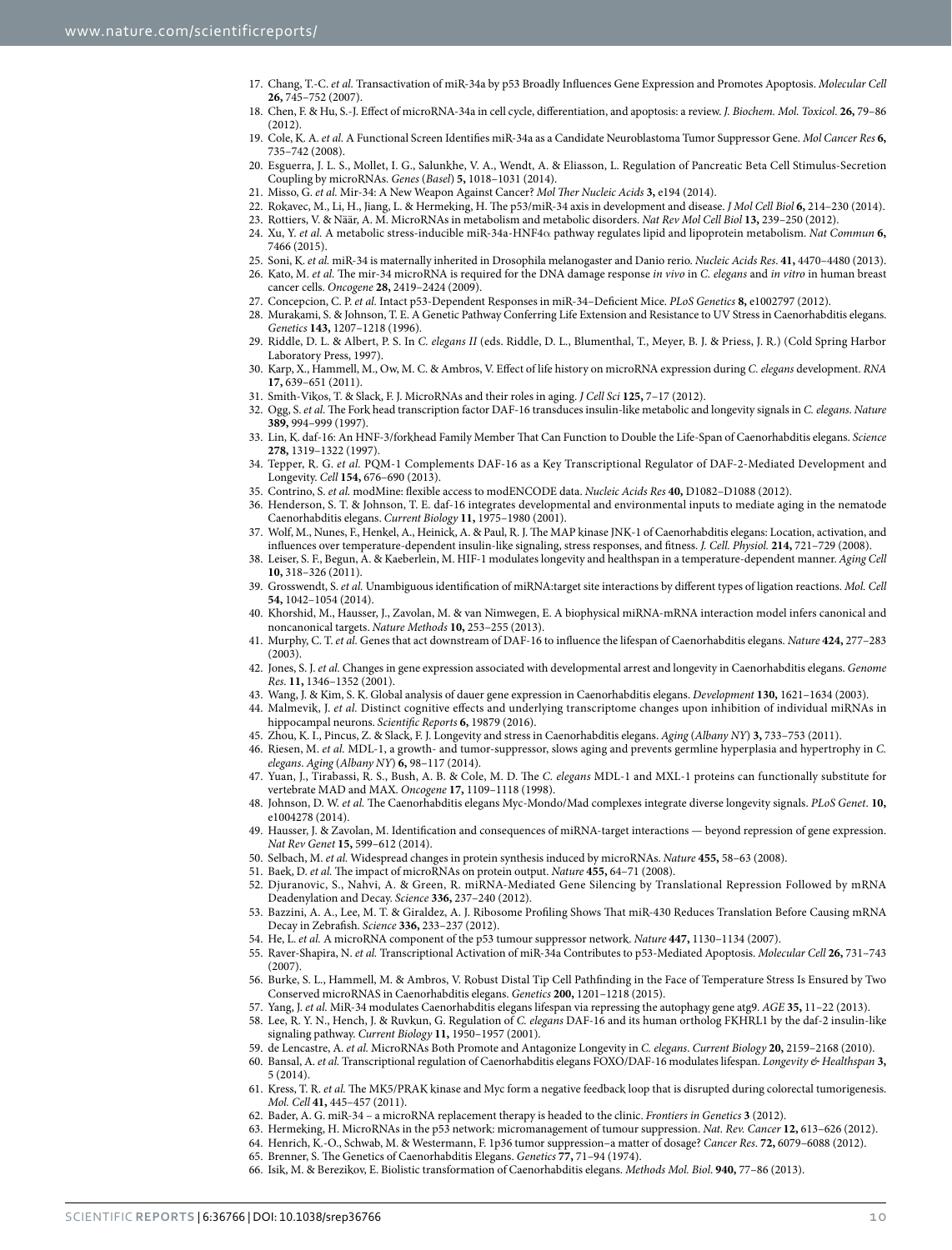17. Chang, T.-C. *et al.* Transactivation of miR-34a by p53 Broadly Influences Gene Expression and Promotes Apoptosis. *Molecular Cell* **26,** 745–752 (2007).
18. Chen, F. & Hu, S.-J. Effect of microRNA-34a in cell cycle, differentiation, and apoptosis: a review. *J. Biochem. Mol. Toxicol.* **26,** 79–86 (2012).
19. Cole, K. A. *et al.* A Functional Screen Identifies miR-34a as a Candidate Neuroblastoma Tumor Suppressor Gene. *Mol Cancer Res* **6,** 735–742 (2008).
20. Esguerra, J. L. S., Mollet, I. G., Salunkhe, V. A., Wendt, A. & Eliasson, L. Regulation of Pancreatic Beta Cell Stimulus-Secretion Coupling by microRNAs. *Genes* (*Basel*) **5,** 1018–1031 (2014).
21. Misso, G. *et al.* Mir-34: A New Weapon Against Cancer? *Mol Ther Nucleic Acids* **3,** e194 (2014).
22. Rokavec, M., Li, H., Jiang, L. & Hermeking, H. The p53/miR-34 axis in development and disease. *J Mol Cell Biol* **6,** 214–230 (2014).
23. Rottiers, V. & Näär, A. M. MicroRNAs in metabolism and metabolic disorders. *Nat Rev Mol Cell Biol* **13,** 239–250 (2012).
24. Xu, Y. *et al.* A metabolic stress-inducible miR-34a-HNF4α pathway regulates lipid and lipoprotein metabolism. *Nat Commun* **6,** 7466 (2015).
25. Soni, K. *et al.* miR-34 is maternally inherited in Drosophila melanogaster and Danio rerio. *Nucleic Acids Res.* **41,** 4470–4480 (2013).
26. Kato, M. *et al.* The mir-34 microRNA is required for the DNA damage response *in vivo* in *C. elegans* and *in vitro* in human breast cancer cells. *Oncogene* **28,** 2419–2424 (2009).
27. Concepcion, C. P. *et al.* Intact p53-Dependent Responses in miR-34–Deficient Mice. *PLoS Genetics* **8,** e1002797 (2012).
28. Murakami, S. & Johnson, T. E. A Genetic Pathway Conferring Life Extension and Resistance to UV Stress in Caenorhabditis elegans. *Genetics* **143,** 1207–1218 (1996).
29. Riddle, D. L. & Albert, P. S. In *C. elegans II* (eds. Riddle, D. L., Blumenthal, T., Meyer, B. J. & Priess, J. R.) (Cold Spring Harbor Laboratory Press, 1997).
30. Karp, X., Hammell, M., Ow, M. C. & Ambros, V. Effect of life history on microRNA expression during *C. elegans* development. *RNA* **17,** 639–651 (2011).
31. Smith-Vikos, T. & Slack, F. J. MicroRNAs and their roles in aging. *J Cell Sci* **125,** 7–17 (2012).
32. Ogg, S. *et al.* The Fork head transcription factor DAF-16 transduces insulin-like metabolic and longevity signals in *C. elegans*. *Nature* **389,** 994–999 (1997).
33. Lin, K. daf-16: An HNF-3/forkhead Family Member That Can Function to Double the Life-Span of Caenorhabditis elegans. *Science* **278,** 1319–1322 (1997).
34. Tepper, R. G. *et al.* PQM-1 Complements DAF-16 as a Key Transcriptional Regulator of DAF-2-Mediated Development and Longevity. *Cell* **154,** 676–690 (2013).
35. Contrino, S. *et al.* modMine: flexible access to modENCODE data. *Nucleic Acids Res* **40,** D1082–D1088 (2012).
36. Henderson, S. T. & Johnson, T. E. daf-16 integrates developmental and environmental inputs to mediate aging in the nematode Caenorhabditis elegans. *Current Biology* **11,** 1975–1980 (2001).
37. Wolf, M., Nunes, F., Henkel, A., Heinick, A. & Paul, R. J. The MAP kinase JNK-1 of Caenorhabditis elegans: Location, activation, and influences over temperature-dependent insulin-like signaling, stress responses, and fitness. *J. Cell. Physiol.* **214,** 721–729 (2008).
38. Leiser, S. F., Begun, A. & Kaeberlein, M. HIF-1 modulates longevity and healthspan in a temperature-dependent manner. *Aging Cell* **10,** 318–326 (2011).
39. Grosswendt, S. *et al.* Unambiguous identification of miRNA:target site interactions by different types of ligation reactions. *Mol. Cell* **54,** 1042–1054 (2014).
40. Khorshid, M., Hausser, J., Zavolan, M. & van Nimwegen, E. A biophysical miRNA-mRNA interaction model infers canonical and noncanonical targets. *Nature Methods* **10,** 253–255 (2013).
41. Murphy, C. T. *et al.* Genes that act downstream of DAF-16 to influence the lifespan of Caenorhabditis elegans. *Nature* **424,** 277–283 (2003).
42. Jones, S. J. *et al.* Changes in gene expression associated with developmental arrest and longevity in Caenorhabditis elegans. *Genome Res.* **11,** 1346–1352 (2001).
43. Wang, J. & Kim, S. K. Global analysis of dauer gene expression in Caenorhabditis elegans. *Development* **130,** 1621–1634 (2003).
44. Malmevik, J. *et al.* Distinct cognitive effects and underlying transcriptome changes upon inhibition of individual miRNAs in hippocampal neurons. *Scientific Reports* **6,** 19879 (2016).
45. Zhou, K. I., Pincus, Z. & Slack, F. J. Longevity and stress in Caenorhabditis elegans. *Aging* (*Albany NY*) **3,** 733–753 (2011).
46. Riesen, M. *et al.* MDL-1, a growth- and tumor-suppressor, slows aging and prevents germline hyperplasia and hypertrophy in *C. elegans*. *Aging* (*Albany NY*) **6,** 98–117 (2014).
47. Yuan, J., Tirabassi, R. S., Bush, A. B. & Cole, M. D. The *C. elegans* MDL-1 and MXL-1 proteins can functionally substitute for vertebrate MAD and MAX. *Oncogene* **17,** 1109–1118 (1998).
48. Johnson, D. W. *et al.* The Caenorhabditis elegans Myc-Mondo/Mad complexes integrate diverse longevity signals. *PLoS Genet.* **10,** e1004278 (2014).
49. Hausser, J. & Zavolan, M. Identification and consequences of miRNA-target interactions — beyond repression of gene expression. *Nat Rev Genet* **15,** 599–612 (2014).
50. Selbach, M. *et al.* Widespread changes in protein synthesis induced by microRNAs. *Nature* **455,** 58–63 (2008).
51. Baek, D. *et al.* The impact of microRNAs on protein output. *Nature* **455,** 64–71 (2008).
52. Djuranovic, S., Nahvi, A. & Green, R. miRNA-Mediated Gene Silencing by Translational Repression Followed by mRNA Deadenylation and Decay. *Science* **336,** 237–240 (2012).
53. Bazzini, A. A., Lee, M. T. & Giraldez, A. J. Ribosome Profiling Shows That miR-430 Reduces Translation Before Causing mRNA Decay in Zebrafish. *Science* **336,** 233–237 (2012).
54. He, L. *et al.* A microRNA component of the p53 tumour suppressor network. *Nature* **447,** 1130–1134 (2007).
55. Raver-Shapira, N. *et al.* Transcriptional Activation of miR-34a Contributes to p53-Mediated Apoptosis. *Molecular Cell* **26,** 731–743 (2007).
56. Burke, S. L., Hammell, M. & Ambros, V. Robust Distal Tip Cell Pathfinding in the Face of Temperature Stress Is Ensured by Two Conserved microRNAS in Caenorhabditis elegans. *Genetics* **200,** 1201–1218 (2015).
57. Yang, J. *et al.* MiR-34 modulates Caenorhabditis elegans lifespan via repressing the autophagy gene atg9. *AGE* **35,** 11–22 (2013).
58. Lee, R. Y. N., Hench, J. & Ruvkun, G. Regulation of *C. elegans* DAF-16 and its human ortholog FKHRL1 by the daf-2 insulin-like signaling pathway. *Current Biology* **11,** 1950–1957 (2001).
59. de Lencastre, A. *et al.* MicroRNAs Both Promote and Antagonize Longevity in *C. elegans*. *Current Biology* **20,** 2159–2168 (2010).
60. Bansal, A. *et al.* Transcriptional regulation of Caenorhabditis elegans FOXO/DAF-16 modulates lifespan. *Longevity & Healthspan* **3,** 5 (2014).
61. Kress, T. R. *et al.* The MK5/PRAK kinase and Myc form a negative feedback loop that is disrupted during colorectal tumorigenesis. *Mol. Cell* **41,** 445–457 (2011).
62. Bader, A. G. miR-34 – a microRNA replacement therapy is headed to the clinic. *Frontiers in Genetics* **3** (2012).
63. Hermeking, H. MicroRNAs in the p53 network: micromanagement of tumour suppression. *Nat. Rev. Cancer* **12,** 613–626 (2012).
64. Henrich, K.-O., Schwab, M. & Westermann, F. 1p36 tumor suppression–a matter of dosage? *Cancer Res.* **72,** 6079–6088 (2012).
65. Brenner, S. The Genetics of Caenorhabditis Elegans. *Genetics* **77,** 71–94 (1974).
66. Isik, M. & Berezikov, E. Biolistic transformation of Caenorhabditis elegans. *Methods Mol. Biol.* **940,** 77–86 (2013).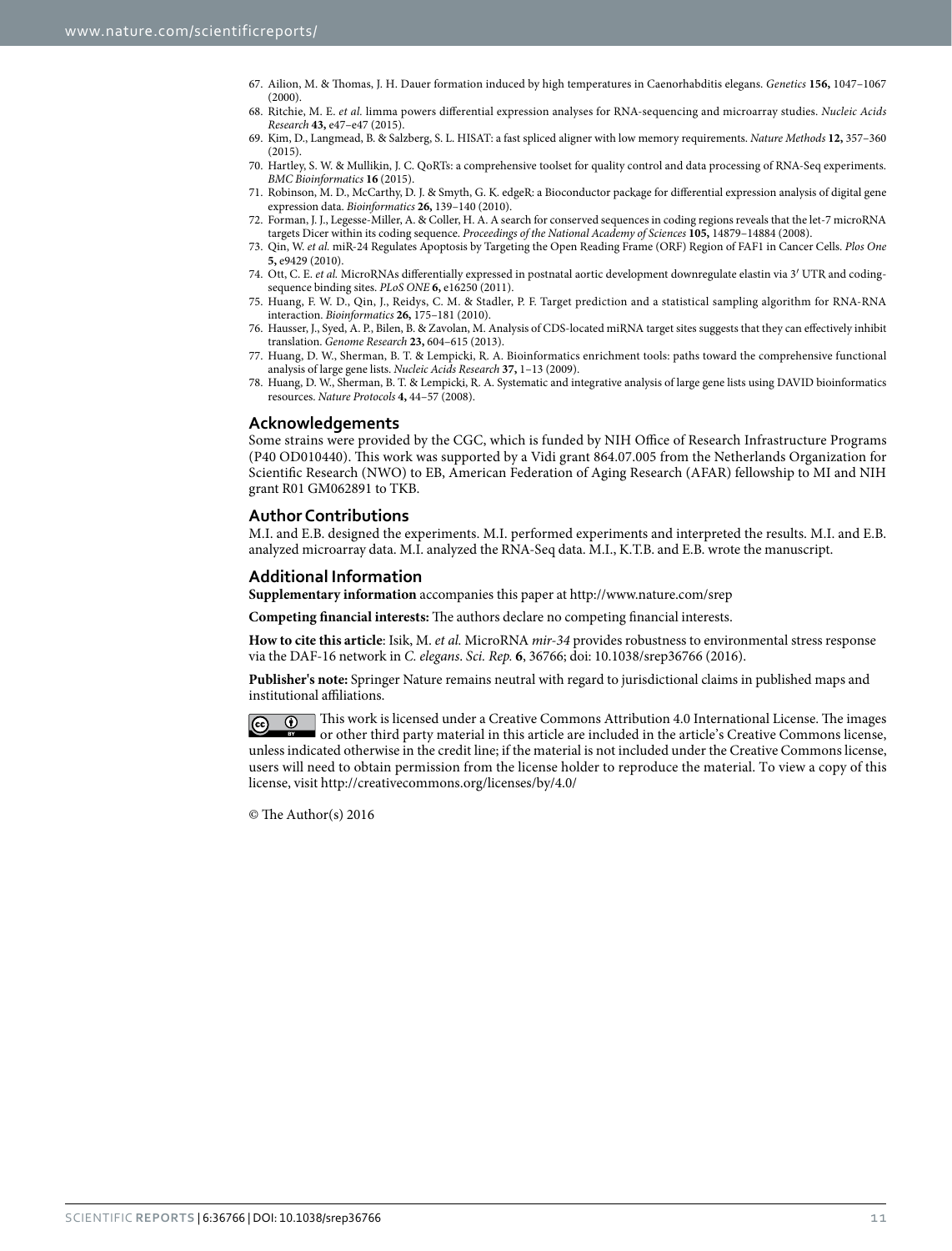67. Ailion, M. & Thomas, J. H. Dauer formation induced by high temperatures in Caenorhabditis elegans. *Genetics* **156,** 1047–1067 (2000).
68. Ritchie, M. E. *et al.* limma powers differential expression analyses for RNA-sequencing and microarray studies. *Nucleic Acids Research* **43,** e47–e47 (2015).
69. Kim, D., Langmead, B. & Salzberg, S. L. HISAT: a fast spliced aligner with low memory requirements. *Nature Methods* **12,** 357–360 (2015).
70. Hartley, S. W. & Mullikin, J. C. QoRTs: a comprehensive toolset for quality control and data processing of RNA-Seq experiments. *BMC Bioinformatics* **16** (2015).
71. Robinson, M. D., McCarthy, D. J. & Smyth, G. K. edgeR: a Bioconductor package for differential expression analysis of digital gene expression data. *Bioinformatics* **26,** 139–140 (2010).
72. Forman, J. J., Legesse-Miller, A. & Coller, H. A. A search for conserved sequences in coding regions reveals that the let-7 microRNA targets Dicer within its coding sequence. *Proceedings of the National Academy of Sciences* **105,** 14879–14884 (2008).
73. Qin, W. *et al.* miR-24 Regulates Apoptosis by Targeting the Open Reading Frame (ORF) Region of FAF1 in Cancer Cells. *Plos One* **5,** e9429 (2010).
74. Ott, C. E. *et al.* MicroRNAs differentially expressed in postnatal aortic development downregulate elastin via 3′ UTR and coding-sequence binding sites. *PLoS ONE* **6,** e16250 (2011).
75. Huang, F. W. D., Qin, J., Reidys, C. M. & Stadler, P. F. Target prediction and a statistical sampling algorithm for RNA-RNA interaction. *Bioinformatics* **26,** 175–181 (2010).
76. Hausser, J., Syed, A. P., Bilen, B. & Zavolan, M. Analysis of CDS-located miRNA target sites suggests that they can effectively inhibit translation. *Genome Research* **23,** 604–615 (2013).
77. Huang, D. W., Sherman, B. T. & Lempicki, R. A. Bioinformatics enrichment tools: paths toward the comprehensive functional analysis of large gene lists. *Nucleic Acids Research* **37,** 1–13 (2009).
78. Huang, D. W., Sherman, B. T. & Lempicki, R. A. Systematic and integrative analysis of large gene lists using DAVID bioinformatics resources. *Nature Protocols* **4,** 44–57 (2008).

## Acknowledgements

Some strains were provided by the CGC, which is funded by NIH Office of Research Infrastructure Programs (P40 OD010440). This work was supported by a Vidi grant 864.07.005 from the Netherlands Organization for Scientific Research (NWO) to EB, American Federation of Aging Research (AFAR) fellowship to MI and NIH grant R01 GM062891 to TKB.

## Author Contributions

M.I. and E.B. designed the experiments. M.I. performed experiments and interpreted the results. M.I. and E.B. analyzed microarray data. M.I. analyzed the RNA-Seq data. M.I., K.T.B. and E.B. wrote the manuscript.

## Additional Information

**Supplementary information** accompanies this paper at http://www.nature.com/srep

**Competing financial interests:** The authors declare no competing financial interests.

**How to cite this article**: Isik, M. *et al.* MicroRNA *mir-34* provides robustness to environmental stress response via the DAF-16 network in *C. elegans*. *Sci. Rep.* **6**, 36766; doi: 10.1038/srep36766 (2016).

**Publisher's note:** Springer Nature remains neutral with regard to jurisdictional claims in published maps and institutional affiliations.

This work is licensed under a Creative Commons Attribution 4.0 International License. The images or other third party material in this article are included in the article's Creative Commons license, unless indicated otherwise in the credit line; if the material is not included under the Creative Commons license, users will need to obtain permission from the license holder to reproduce the material. To view a copy of this license, visit http://creativecommons.org/licenses/by/4.0/

© The Author(s) 2016